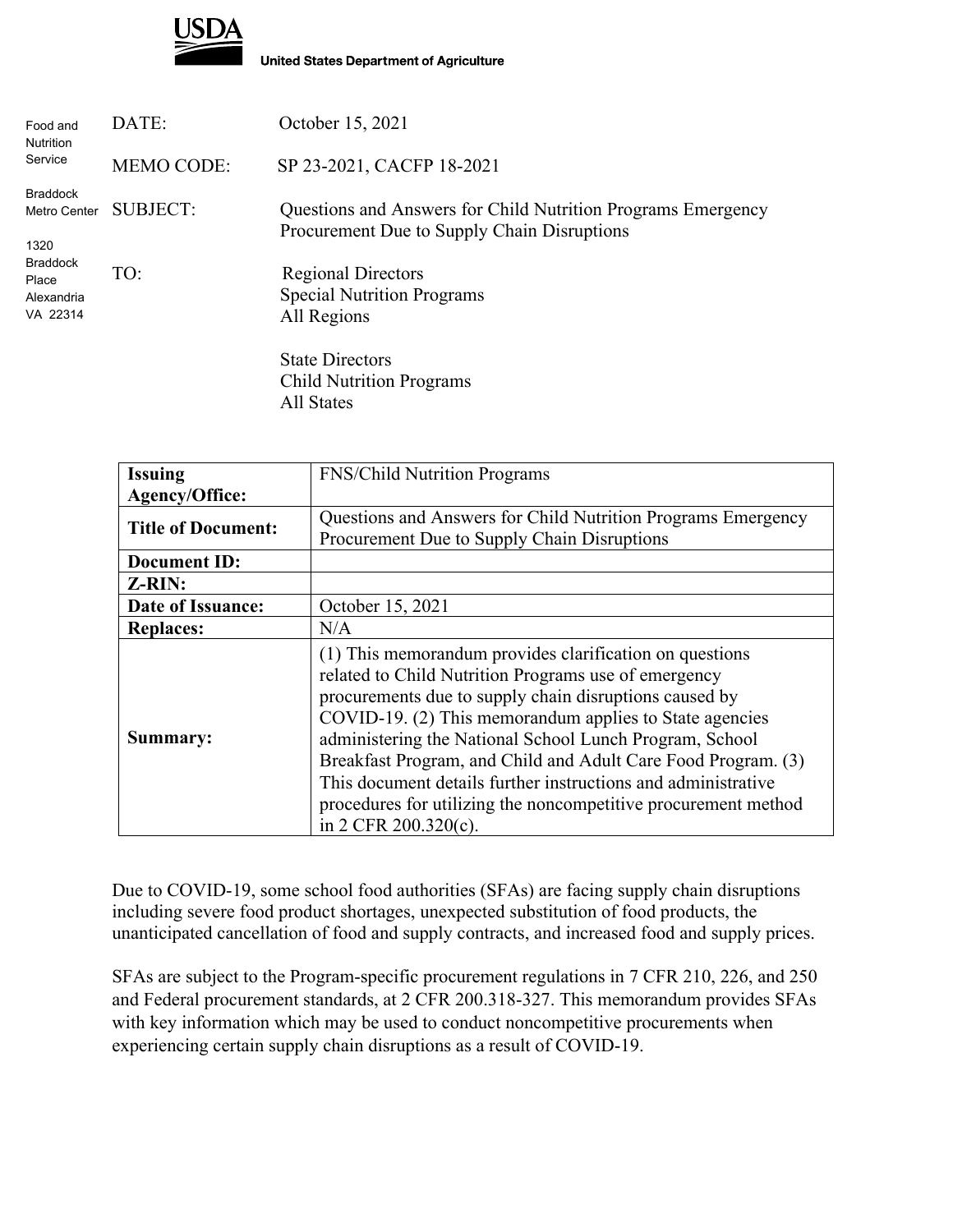USDA

**United States Department of Agriculture**

Food and Nutrition Service

Braddock Metro Center

1320 Braddock Place
Alexandria
VA 22314

DATE: October 15, 2021

MEMO CODE: SP 23-2021, CACFP 18-2021

SUBJECT: Questions and Answers for Child Nutrition Programs Emergency Procurement Due to Supply Chain Disruptions

TO: Regional Directors
Special Nutrition Programs
All Regions

State Directors
Child Nutrition Programs
All States

| **Issuing Agency/Office:** | FNS/Child Nutrition Programs |
|---|---|
| **Title of Document:** | Questions and Answers for Child Nutrition Programs Emergency Procurement Due to Supply Chain Disruptions |
| **Document ID:** | |
| **Z-RIN:** | |
| **Date of Issuance:** | October 15, 2021 |
| **Replaces:** | N/A |
| **Summary:** | (1) This memorandum provides clarification on questions related to Child Nutrition Programs use of emergency procurements due to supply chain disruptions caused by COVID-19. (2) This memorandum applies to State agencies administering the National School Lunch Program, School Breakfast Program, and Child and Adult Care Food Program. (3) This document details further instructions and administrative procedures for utilizing the noncompetitive procurement method in 2 CFR 200.320(c). |

Due to COVID-19, some school food authorities (SFAs) are facing supply chain disruptions including severe food product shortages, unexpected substitution of food products, the unanticipated cancellation of food and supply contracts, and increased food and supply prices.

SFAs are subject to the Program-specific procurement regulations in 7 CFR 210, 226, and 250 and Federal procurement standards, at 2 CFR 200.318-327. This memorandum provides SFAs with key information which may be used to conduct noncompetitive procurements when experiencing certain supply chain disruptions as a result of COVID-19.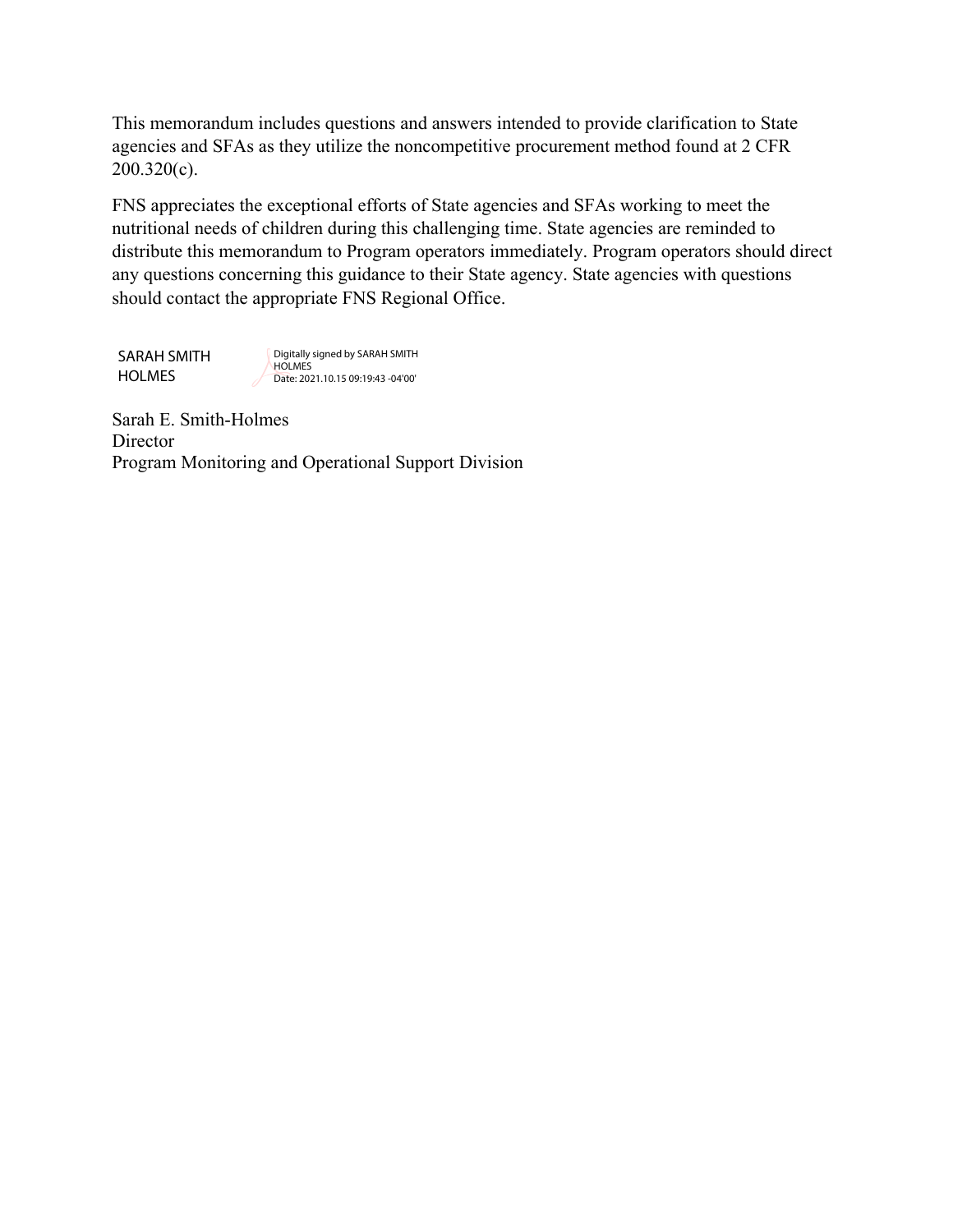This memorandum includes questions and answers intended to provide clarification to State agencies and SFAs as they utilize the noncompetitive procurement method found at 2 CFR 200.320(c).

FNS appreciates the exceptional efforts of State agencies and SFAs working to meet the nutritional needs of children during this challenging time. State agencies are reminded to distribute this memorandum to Program operators immediately. Program operators should direct any questions concerning this guidance to their State agency. State agencies with questions should contact the appropriate FNS Regional Office.

SARAH SMITH HOLMES    Digitally signed by SARAH SMITH HOLMES
Date: 2021.10.15 09:19:43 -04'00'

Sarah E. Smith-Holmes
Director
Program Monitoring and Operational Support Division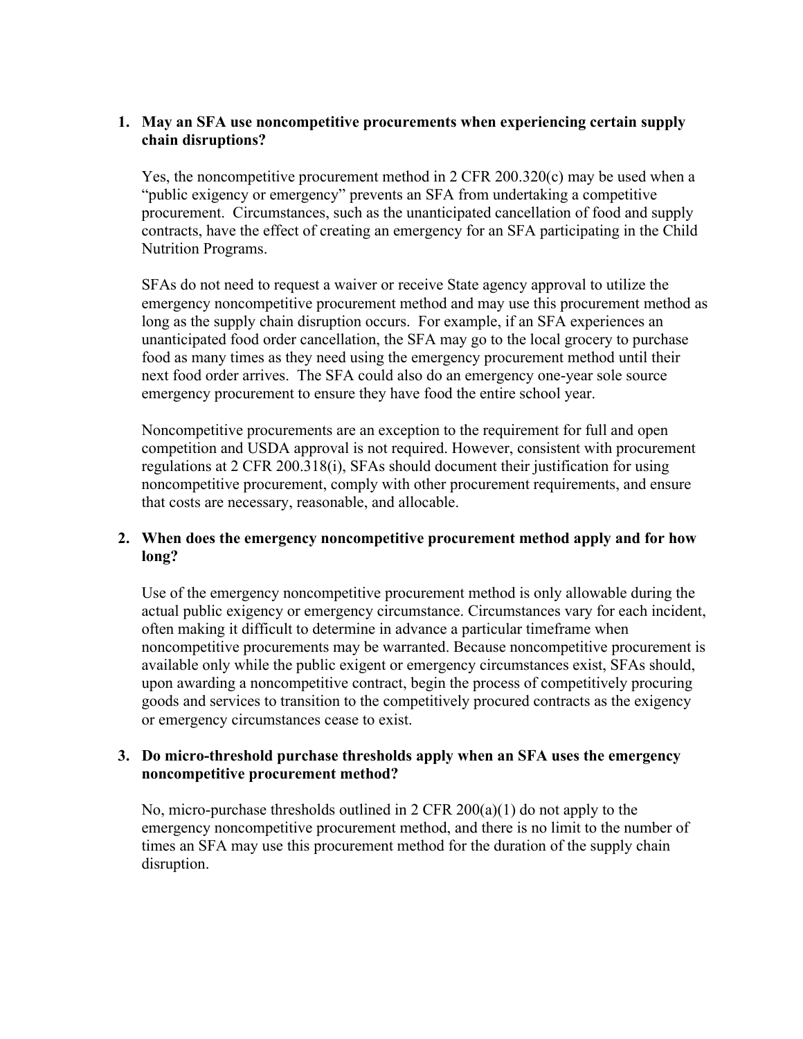1. **May an SFA use noncompetitive procurements when experiencing certain supply chain disruptions?**

   Yes, the noncompetitive procurement method in 2 CFR 200.320(c) may be used when a "public exigency or emergency" prevents an SFA from undertaking a competitive procurement. Circumstances, such as the unanticipated cancellation of food and supply contracts, have the effect of creating an emergency for an SFA participating in the Child Nutrition Programs.

   SFAs do not need to request a waiver or receive State agency approval to utilize the emergency noncompetitive procurement method and may use this procurement method as long as the supply chain disruption occurs. For example, if an SFA experiences an unanticipated food order cancellation, the SFA may go to the local grocery to purchase food as many times as they need using the emergency procurement method until their next food order arrives. The SFA could also do an emergency one-year sole source emergency procurement to ensure they have food the entire school year.

   Noncompetitive procurements are an exception to the requirement for full and open competition and USDA approval is not required. However, consistent with procurement regulations at 2 CFR 200.318(i), SFAs should document their justification for using noncompetitive procurement, comply with other procurement requirements, and ensure that costs are necessary, reasonable, and allocable.

2. **When does the emergency noncompetitive procurement method apply and for how long?**

   Use of the emergency noncompetitive procurement method is only allowable during the actual public exigency or emergency circumstance. Circumstances vary for each incident, often making it difficult to determine in advance a particular timeframe when noncompetitive procurements may be warranted. Because noncompetitive procurement is available only while the public exigent or emergency circumstances exist, SFAs should, upon awarding a noncompetitive contract, begin the process of competitively procuring goods and services to transition to the competitively procured contracts as the exigency or emergency circumstances cease to exist.

3. **Do micro-threshold purchase thresholds apply when an SFA uses the emergency noncompetitive procurement method?**

   No, micro-purchase thresholds outlined in 2 CFR 200(a)(1) do not apply to the emergency noncompetitive procurement method, and there is no limit to the number of times an SFA may use this procurement method for the duration of the supply chain disruption.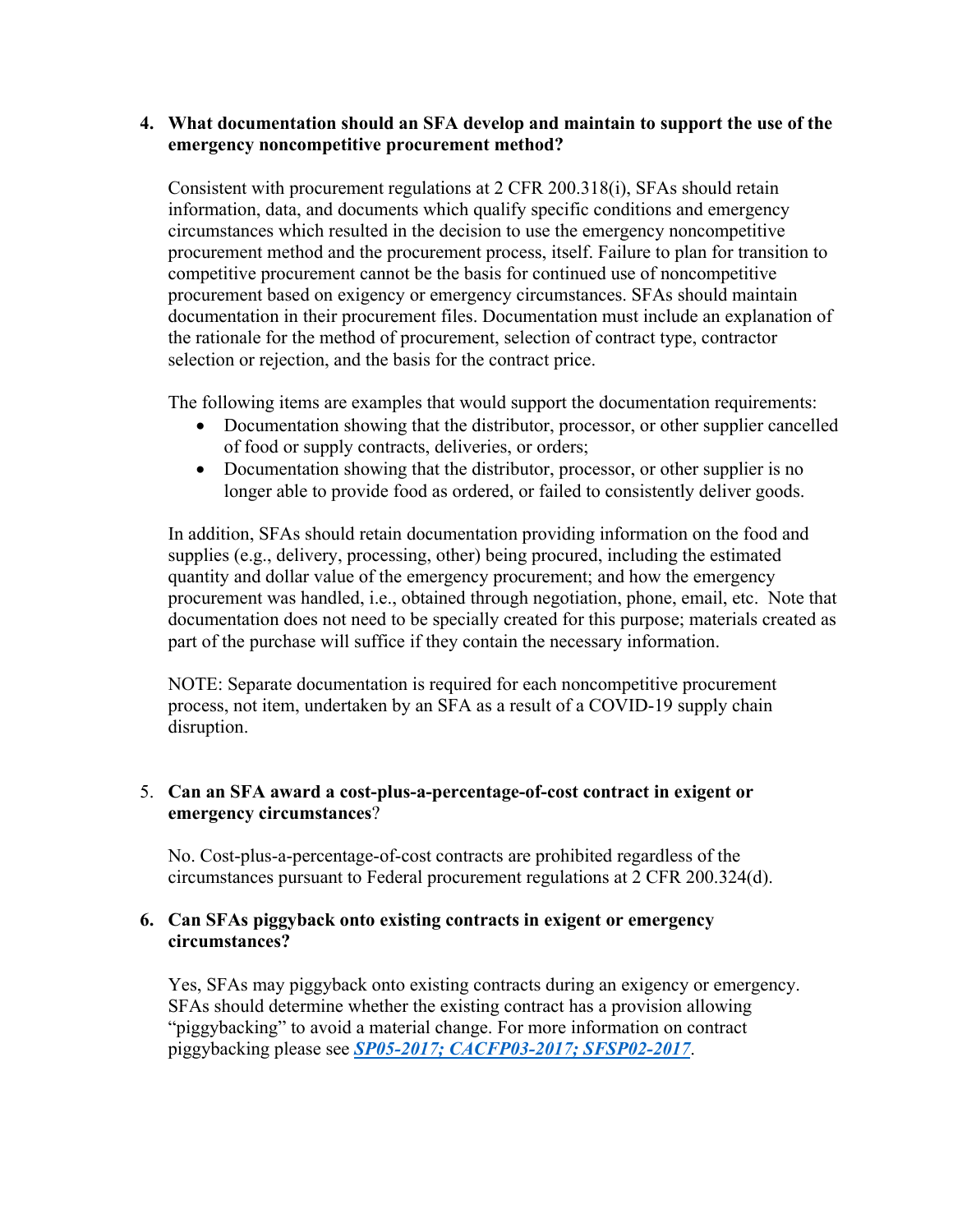4. **What documentation should an SFA develop and maintain to support the use of the emergency noncompetitive procurement method?**

   Consistent with procurement regulations at 2 CFR 200.318(i), SFAs should retain information, data, and documents which qualify specific conditions and emergency circumstances which resulted in the decision to use the emergency noncompetitive procurement method and the procurement process, itself. Failure to plan for transition to competitive procurement cannot be the basis for continued use of noncompetitive procurement based on exigency or emergency circumstances. SFAs should maintain documentation in their procurement files. Documentation must include an explanation of the rationale for the method of procurement, selection of contract type, contractor selection or rejection, and the basis for the contract price.

   The following items are examples that would support the documentation requirements:

   - Documentation showing that the distributor, processor, or other supplier cancelled of food or supply contracts, deliveries, or orders;
   - Documentation showing that the distributor, processor, or other supplier is no longer able to provide food as ordered, or failed to consistently deliver goods.

   In addition, SFAs should retain documentation providing information on the food and supplies (e.g., delivery, processing, other) being procured, including the estimated quantity and dollar value of the emergency procurement; and how the emergency procurement was handled, i.e., obtained through negotiation, phone, email, etc. Note that documentation does not need to be specially created for this purpose; materials created as part of the purchase will suffice if they contain the necessary information.

   NOTE: Separate documentation is required for each noncompetitive procurement process, not item, undertaken by an SFA as a result of a COVID-19 supply chain disruption.

5. **Can an SFA award a cost-plus-a-percentage-of-cost contract in exigent or emergency circumstances**?

   No. Cost-plus-a-percentage-of-cost contracts are prohibited regardless of the circumstances pursuant to Federal procurement regulations at 2 CFR 200.324(d).

6. **Can SFAs piggyback onto existing contracts in exigent or emergency circumstances?**

   Yes, SFAs may piggyback onto existing contracts during an exigency or emergency. SFAs should determine whether the existing contract has a provision allowing "piggybacking" to avoid a material change. For more information on contract piggybacking please see ***SP05-2017; CACFP03-2017; SFSP02-2017***.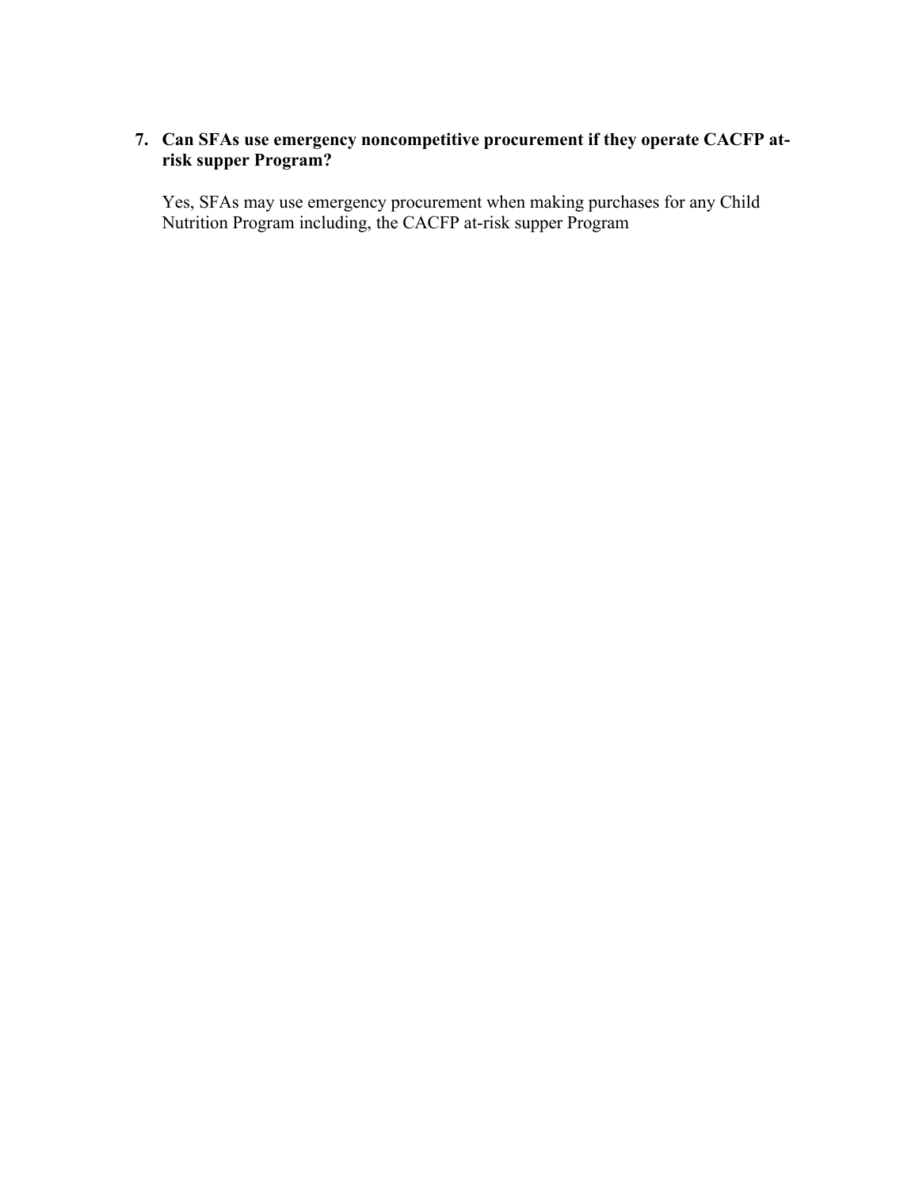7. **Can SFAs use emergency noncompetitive procurement if they operate CACFP at-risk supper Program?**

   Yes, SFAs may use emergency procurement when making purchases for any Child Nutrition Program including, the CACFP at-risk supper Program